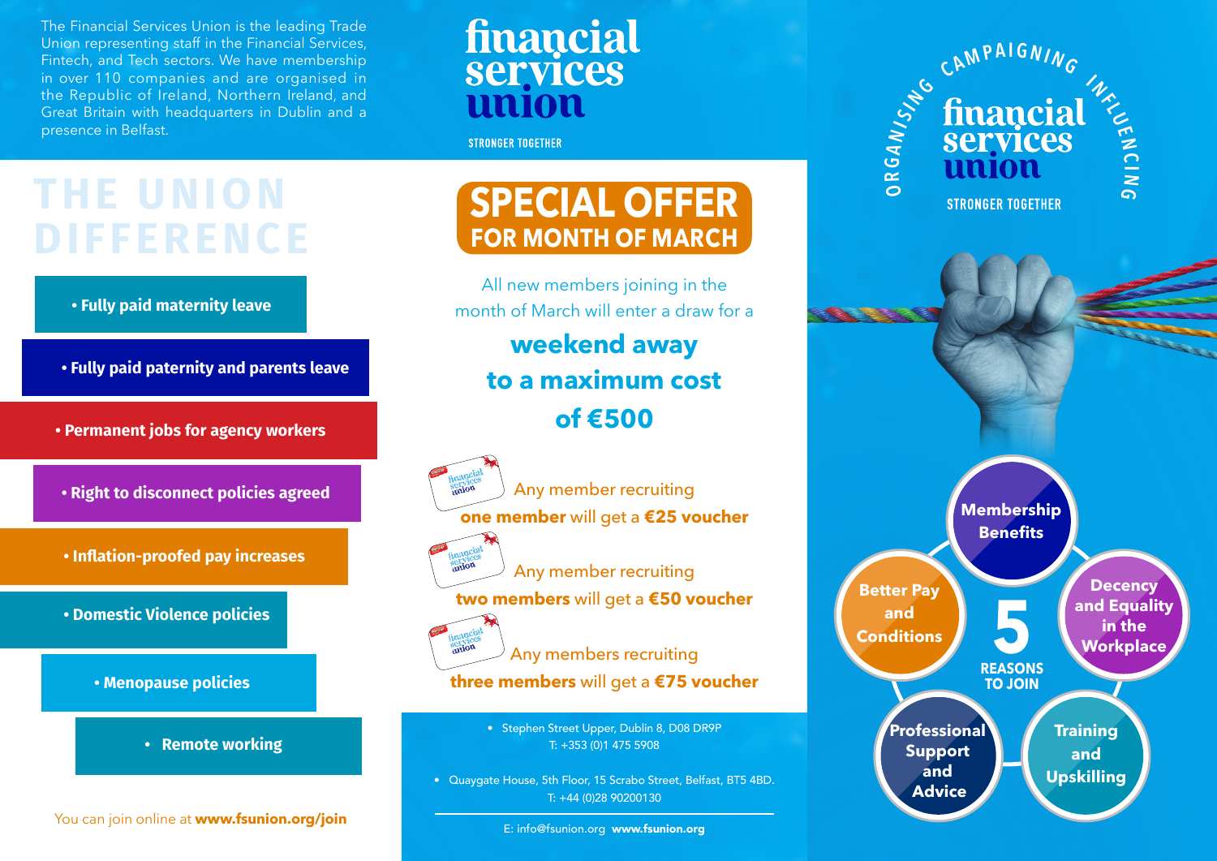The Financial Services Union is the leading Trade Union representing staff in the Financial Services, Fintech, and Tech sectors. We have membership in over 110 companies and are organised in the Republic of Ireland, Northern Ireland, and Great Britain with headquarters in Dublin and a presence in Belfast.

# THE UNION DIFFERENCE

- **Fully paid maternity leave**
- **Fully paid paternity and parents leave**
- **Permanent jobs for agency workers**
- **Right to disconnect policies agreed**
- **Inflation-proofed pay increases**
- **Domestic Violence policies**
- **Menopause policies**
- **Remote working**

You can join online at **www.fsunion.org/join**

# financial services union

STRONGER TOGETHER

## SPECIAL OFFER FOR MONTH OF MARCH

All new members joining in the month of March will enter a draw for a

**weekend away to a maximum cost of €500**

Any member recruiting **one member** will get a **€25 voucher**

Any member recruiting **two members** will get a **€50 voucher**

Any members recruiting **three members** will get a **€75 voucher**

- Stephen Street Upper, Dublin 8, D08 DR9P
  T: +353 (0)1 475 5908
- Quaygate House, 5th Floor, 15 Scrabo Street, Belfast, BT5 4BD.
  T: +44 (0)28 90200130

E: info@fsunion.org **www.fsunion.org**

ORGANISING CAMPAIGNING INFLUENCING

# financial services union

STRONGER TOGETHER

## 5 REASONS TO JOIN

- **Membership Benefits**
- **Decency and Equality in the Workplace**
- **Training and Upskilling**
- **Professional Support and Advice**
- **Better Pay and Conditions**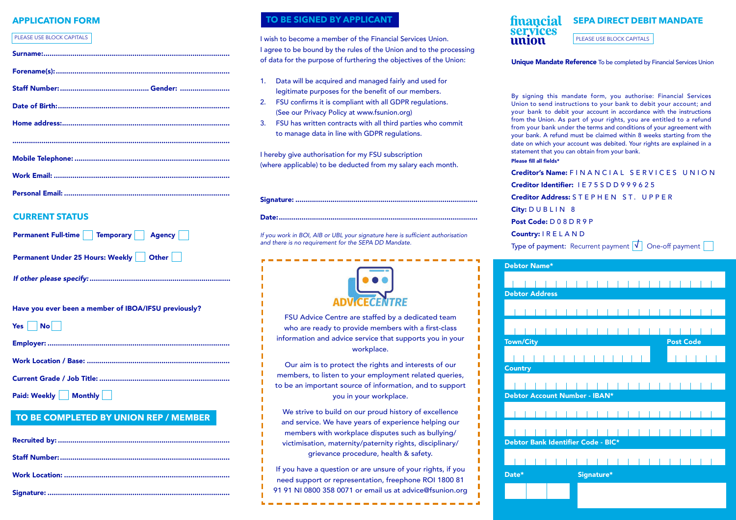## APPLICATION FORM

PLEASE USE BLOCK CAPITALS

**Surname:**........................................................................................

**Forename(s):**..................................................................................

**Staff Number:**.......................................... **Gender:** ........................

**Date of Birth:**..................................................................................

**Home address:**................................................................................

........................................................................................................

**Mobile Telephone:** ..........................................................................

**Work Email:** ....................................................................................

**Personal Email:** ...............................................................................

## CURRENT STATUS

**Permanent Full-time** ☐ **Temporary** ☐ **Agency** ☐

**Permanent Under 25 Hours: Weekly** ☐ **Other** ☐

***If other please specify:***..................................................................

**Have you ever been a member of IBOA/IFSU previously?**

**Yes** ☐ **No** ☐

**Employer:** .......................................................................................

**Work Location / Base:** ....................................................................

**Current Grade / Job Title:** ..............................................................

**Paid: Weekly** ☐ **Monthly** ☐

## TO BE COMPLETED BY UNION REP / MEMBER

**Recruited by:** ..................................................................................

**Staff Number:**..................................................................................

**Work Location:** ...............................................................................

**Signature:** .......................................................................................

## TO BE SIGNED BY APPLICANT

I wish to become a member of the Financial Services Union.
I agree to be bound by the rules of the Union and to the processing of data for the purpose of furthering the objectives of the Union:

1. Data will be acquired and managed fairly and used for legitimate purposes for the benefit of our members.
2. FSU confirms it is compliant with all GDPR regulations. (See our Privacy Policy at www.fsunion.org)
3. FSU has written contracts with all third parties who commit to manage data in line with GDPR regulations.

I hereby give authorisation for my FSU subscription (where applicable) to be deducted from my salary each month.

**Signature:** .......................................................................................

**Date:**.................................................................................................

*If you work in BOI, AIB or UBL your signature here is sufficient authorisation and there is no requirement for the SEPA DD Mandate.*

ADVICECENTRE

FSU Advice Centre are staffed by a dedicated team who are ready to provide members with a first-class information and advice service that supports you in your workplace.

Our aim is to protect the rights and interests of our members, to listen to your employment related queries, to be an important source of information, and to support you in your workplace.

We strive to build on our proud history of excellence and service. We have years of experience helping our members with workplace disputes such as bullying/victimisation, maternity/paternity rights, disciplinary/grievance procedure, health & safety.

If you have a question or are unsure of your rights, if you need support or representation, freephone ROI 1800 81 91 91 NI 0800 358 0071 or email us at advice@fsunion.org

financial services union

## SEPA DIRECT DEBIT MANDATE

PLEASE USE BLOCK CAPITALS

**Unique Mandate Reference** To be completed by Financial Services Union

By signing this mandate form, you authorise: Financial Services Union to send instructions to your bank to debit your account; and your bank to debit your account in accordance with the instructions from the Union. As part of your rights, you are entitled to a refund from your bank under the terms and conditions of your agreement with your bank. A refund must be claimed within 8 weeks starting from the date on which your account was debited. Your rights are explained in a statement that you can obtain from your bank.

**Please fill all fields***

**Creditor's Name:** FINANCIAL SERVICES UNION

**Creditor Identifier:** IE75SDD999625

**Creditor Address:** STEPHEN ST. UPPER

**City:** DUBLIN 8

**Post Code:** D08DR9P

**Country:** IRELAND

Type of payment: Recurrent payment ☑ One-off payment ☐

**Debtor Name***

**Debtor Address**

**Town/City** **Post Code**

**Country**

**Debtor Account Number - IBAN***

**Debtor Bank Identifier Code - BIC***

**Date*** **Signature***